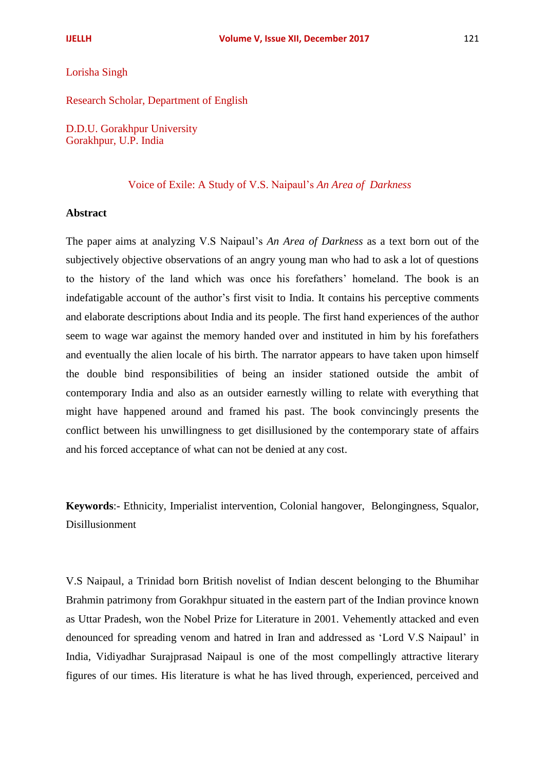Lorisha Singh

Research Scholar, Department of English

D.D.U. Gorakhpur University
Gorakhpur, U.P. India

# Voice of Exile: A Study of V.S. Naipaul's *An Area of Darkness*

## Abstract

The paper aims at analyzing V.S Naipaul's *An Area of Darkness* as a text born out of the subjectively objective observations of an angry young man who had to ask a lot of questions to the history of the land which was once his forefathers' homeland. The book is an indefatigable account of the author's first visit to India. It contains his perceptive comments and elaborate descriptions about India and its people. The first hand experiences of the author seem to wage war against the memory handed over and instituted in him by his forefathers and eventually the alien locale of his birth. The narrator appears to have taken upon himself the double bind responsibilities of being an insider stationed outside the ambit of contemporary India and also as an outsider earnestly willing to relate with everything that might have happened around and framed his past. The book convincingly presents the conflict between his unwillingness to get disillusioned by the contemporary state of affairs and his forced acceptance of what can not be denied at any cost.

**Keywords**:- Ethnicity, Imperialist intervention, Colonial hangover, Belongingness, Squalor, Disillusionment

V.S Naipaul, a Trinidad born British novelist of Indian descent belonging to the Bhumihar Brahmin patrimony from Gorakhpur situated in the eastern part of the Indian province known as Uttar Pradesh, won the Nobel Prize for Literature in 2001. Vehemently attacked and even denounced for spreading venom and hatred in Iran and addressed as 'Lord V.S Naipaul' in India, Vidiyadhar Surajprasad Naipaul is one of the most compellingly attractive literary figures of our times. His literature is what he has lived through, experienced, perceived and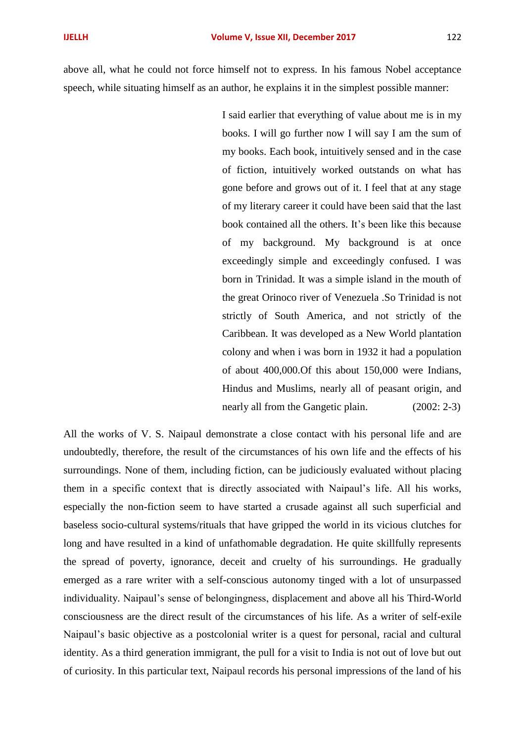above all, what he could not force himself not to express. In his famous Nobel acceptance speech, while situating himself as an author, he explains it in the simplest possible manner:

> I said earlier that everything of value about me is in my books. I will go further now I will say I am the sum of my books. Each book, intuitively sensed and in the case of fiction, intuitively worked outstands on what has gone before and grows out of it. I feel that at any stage of my literary career it could have been said that the last book contained all the others. It's been like this because of my background. My background is at once exceedingly simple and exceedingly confused. I was born in Trinidad. It was a simple island in the mouth of the great Orinoco river of Venezuela .So Trinidad is not strictly of South America, and not strictly of the Caribbean. It was developed as a New World plantation colony and when i was born in 1932 it had a population of about 400,000.Of this about 150,000 were Indians, Hindus and Muslims, nearly all of peasant origin, and nearly all from the Gangetic plain. (2002: 2-3)

All the works of V. S. Naipaul demonstrate a close contact with his personal life and are undoubtedly, therefore, the result of the circumstances of his own life and the effects of his surroundings. None of them, including fiction, can be judiciously evaluated without placing them in a specific context that is directly associated with Naipaul's life. All his works, especially the non-fiction seem to have started a crusade against all such superficial and baseless socio-cultural systems/rituals that have gripped the world in its vicious clutches for long and have resulted in a kind of unfathomable degradation. He quite skillfully represents the spread of poverty, ignorance, deceit and cruelty of his surroundings. He gradually emerged as a rare writer with a self-conscious autonomy tinged with a lot of unsurpassed individuality. Naipaul's sense of belongingness, displacement and above all his Third-World consciousness are the direct result of the circumstances of his life. As a writer of self-exile Naipaul's basic objective as a postcolonial writer is a quest for personal, racial and cultural identity. As a third generation immigrant, the pull for a visit to India is not out of love but out of curiosity. In this particular text, Naipaul records his personal impressions of the land of his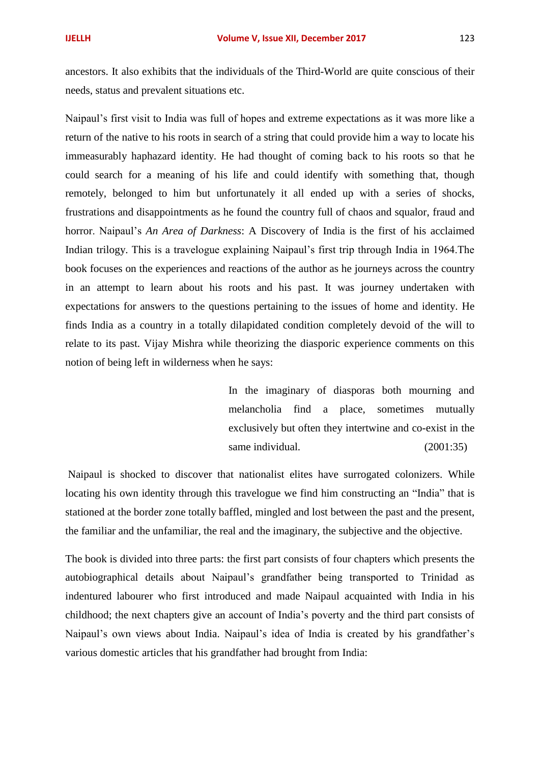ancestors. It also exhibits that the individuals of the Third-World are quite conscious of their needs, status and prevalent situations etc.

Naipaul's first visit to India was full of hopes and extreme expectations as it was more like a return of the native to his roots in search of a string that could provide him a way to locate his immeasurably haphazard identity. He had thought of coming back to his roots so that he could search for a meaning of his life and could identify with something that, though remotely, belonged to him but unfortunately it all ended up with a series of shocks, frustrations and disappointments as he found the country full of chaos and squalor, fraud and horror. Naipaul's *An Area of Darkness*: A Discovery of India is the first of his acclaimed Indian trilogy. This is a travelogue explaining Naipaul's first trip through India in 1964.The book focuses on the experiences and reactions of the author as he journeys across the country in an attempt to learn about his roots and his past. It was journey undertaken with expectations for answers to the questions pertaining to the issues of home and identity. He finds India as a country in a totally dilapidated condition completely devoid of the will to relate to its past. Vijay Mishra while theorizing the diasporic experience comments on this notion of being left in wilderness when he says:

> In the imaginary of diasporas both mourning and melancholia find a place, sometimes mutually exclusively but often they intertwine and co-exist in the same individual. (2001:35)

Naipaul is shocked to discover that nationalist elites have surrogated colonizers. While locating his own identity through this travelogue we find him constructing an "India" that is stationed at the border zone totally baffled, mingled and lost between the past and the present, the familiar and the unfamiliar, the real and the imaginary, the subjective and the objective.

The book is divided into three parts: the first part consists of four chapters which presents the autobiographical details about Naipaul's grandfather being transported to Trinidad as indentured labourer who first introduced and made Naipaul acquainted with India in his childhood; the next chapters give an account of India's poverty and the third part consists of Naipaul's own views about India. Naipaul's idea of India is created by his grandfather's various domestic articles that his grandfather had brought from India: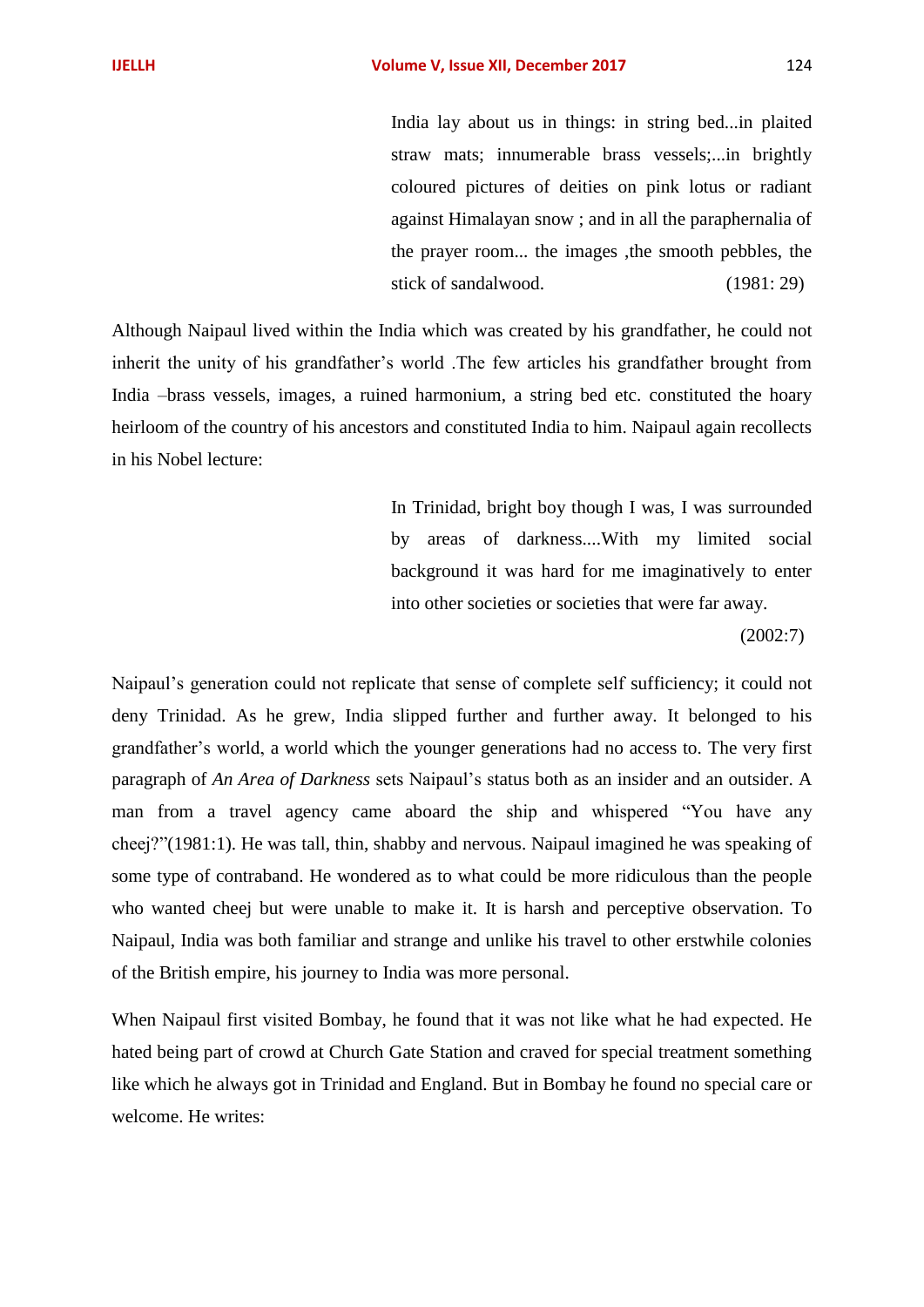> India lay about us in things: in string bed...in plaited straw mats; innumerable brass vessels;...in brightly coloured pictures of deities on pink lotus or radiant against Himalayan snow ; and in all the paraphernalia of the prayer room... the images ,the smooth pebbles, the stick of sandalwood. (1981: 29)

Although Naipaul lived within the India which was created by his grandfather, he could not inherit the unity of his grandfather's world .The few articles his grandfather brought from India –brass vessels, images, a ruined harmonium, a string bed etc. constituted the hoary heirloom of the country of his ancestors and constituted India to him. Naipaul again recollects in his Nobel lecture:

> In Trinidad, bright boy though I was, I was surrounded by areas of darkness....With my limited social background it was hard for me imaginatively to enter into other societies or societies that were far away. (2002:7)

Naipaul's generation could not replicate that sense of complete self sufficiency; it could not deny Trinidad. As he grew, India slipped further and further away. It belonged to his grandfather's world, a world which the younger generations had no access to. The very first paragraph of *An Area of Darkness* sets Naipaul's status both as an insider and an outsider. A man from a travel agency came aboard the ship and whispered "You have any cheej?"(1981:1). He was tall, thin, shabby and nervous. Naipaul imagined he was speaking of some type of contraband. He wondered as to what could be more ridiculous than the people who wanted cheej but were unable to make it. It is harsh and perceptive observation. To Naipaul, India was both familiar and strange and unlike his travel to other erstwhile colonies of the British empire, his journey to India was more personal.

When Naipaul first visited Bombay, he found that it was not like what he had expected. He hated being part of crowd at Church Gate Station and craved for special treatment something like which he always got in Trinidad and England. But in Bombay he found no special care or welcome. He writes: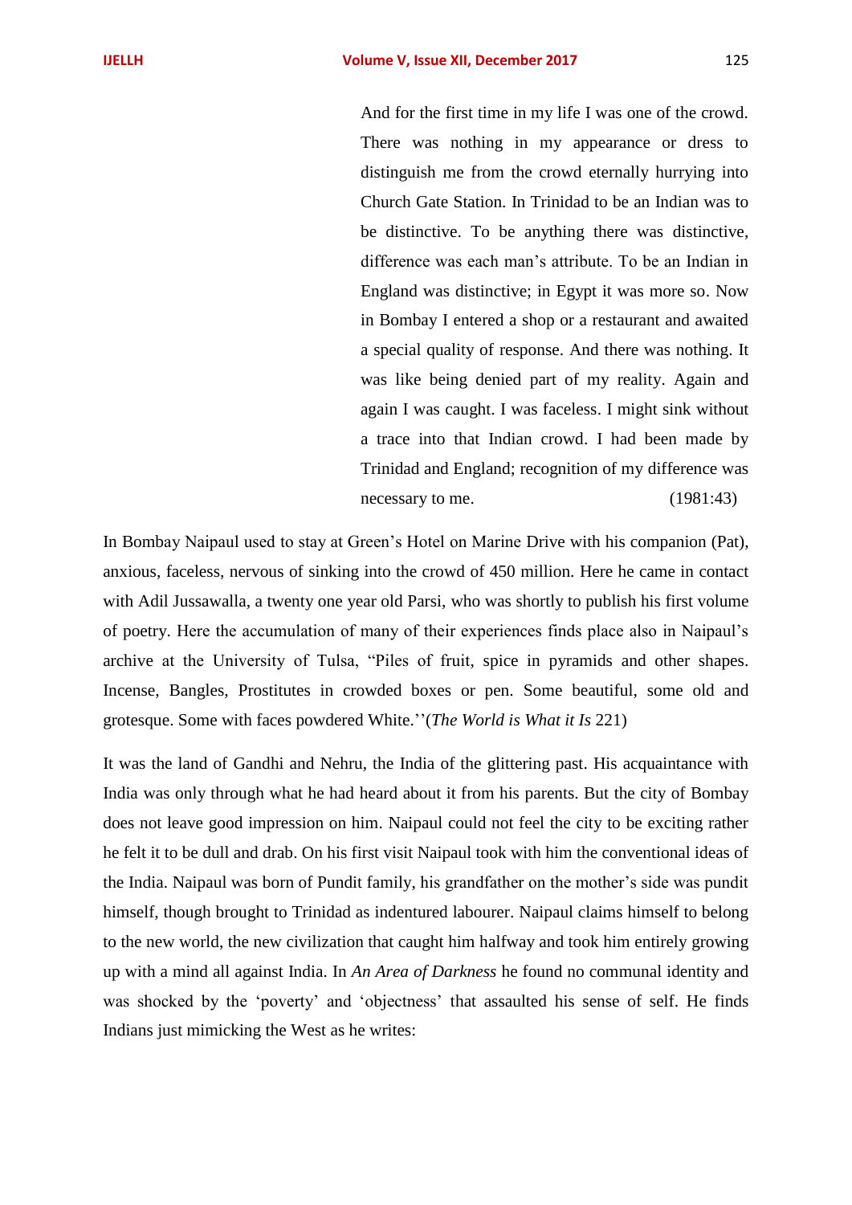> And for the first time in my life I was one of the crowd. There was nothing in my appearance or dress to distinguish me from the crowd eternally hurrying into Church Gate Station. In Trinidad to be an Indian was to be distinctive. To be anything there was distinctive, difference was each man's attribute. To be an Indian in England was distinctive; in Egypt it was more so. Now in Bombay I entered a shop or a restaurant and awaited a special quality of response. And there was nothing. It was like being denied part of my reality. Again and again I was caught. I was faceless. I might sink without a trace into that Indian crowd. I had been made by Trinidad and England; recognition of my difference was necessary to me. (1981:43)

In Bombay Naipaul used to stay at Green's Hotel on Marine Drive with his companion (Pat), anxious, faceless, nervous of sinking into the crowd of 450 million. Here he came in contact with Adil Jussawalla, a twenty one year old Parsi, who was shortly to publish his first volume of poetry. Here the accumulation of many of their experiences finds place also in Naipaul's archive at the University of Tulsa, "Piles of fruit, spice in pyramids and other shapes. Incense, Bangles, Prostitutes in crowded boxes or pen. Some beautiful, some old and grotesque. Some with faces powdered White.''(*The World is What it Is* 221)

It was the land of Gandhi and Nehru, the India of the glittering past. His acquaintance with India was only through what he had heard about it from his parents. But the city of Bombay does not leave good impression on him. Naipaul could not feel the city to be exciting rather he felt it to be dull and drab. On his first visit Naipaul took with him the conventional ideas of the India. Naipaul was born of Pundit family, his grandfather on the mother's side was pundit himself, though brought to Trinidad as indentured labourer. Naipaul claims himself to belong to the new world, the new civilization that caught him halfway and took him entirely growing up with a mind all against India. In *An Area of Darkness* he found no communal identity and was shocked by the 'poverty' and 'objectness' that assaulted his sense of self. He finds Indians just mimicking the West as he writes: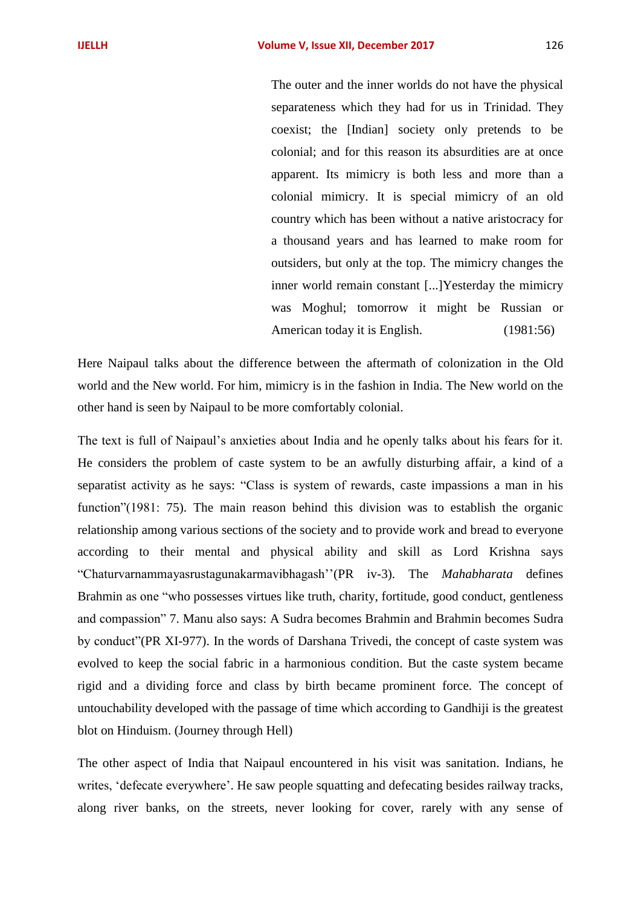> The outer and the inner worlds do not have the physical separateness which they had for us in Trinidad. They coexist; the [Indian] society only pretends to be colonial; and for this reason its absurdities are at once apparent. Its mimicry is both less and more than a colonial mimicry. It is special mimicry of an old country which has been without a native aristocracy for a thousand years and has learned to make room for outsiders, but only at the top. The mimicry changes the inner world remain constant [...]Yesterday the mimicry was Moghul; tomorrow it might be Russian or American today it is English. (1981:56)

Here Naipaul talks about the difference between the aftermath of colonization in the Old world and the New world. For him, mimicry is in the fashion in India. The New world on the other hand is seen by Naipaul to be more comfortably colonial.

The text is full of Naipaul's anxieties about India and he openly talks about his fears for it. He considers the problem of caste system to be an awfully disturbing affair, a kind of a separatist activity as he says: "Class is system of rewards, caste impassions a man in his function"(1981: 75). The main reason behind this division was to establish the organic relationship among various sections of the society and to provide work and bread to everyone according to their mental and physical ability and skill as Lord Krishna says "Chaturvarnammayasrustagunakarmavibhagash''(PR iv-3). The *Mahabharata* defines Brahmin as one "who possesses virtues like truth, charity, fortitude, good conduct, gentleness and compassion" 7. Manu also says: A Sudra becomes Brahmin and Brahmin becomes Sudra by conduct"(PR XI-977). In the words of Darshana Trivedi, the concept of caste system was evolved to keep the social fabric in a harmonious condition. But the caste system became rigid and a dividing force and class by birth became prominent force. The concept of untouchability developed with the passage of time which according to Gandhiji is the greatest blot on Hinduism. (Journey through Hell)

The other aspect of India that Naipaul encountered in his visit was sanitation. Indians, he writes, 'defecate everywhere'. He saw people squatting and defecating besides railway tracks, along river banks, on the streets, never looking for cover, rarely with any sense of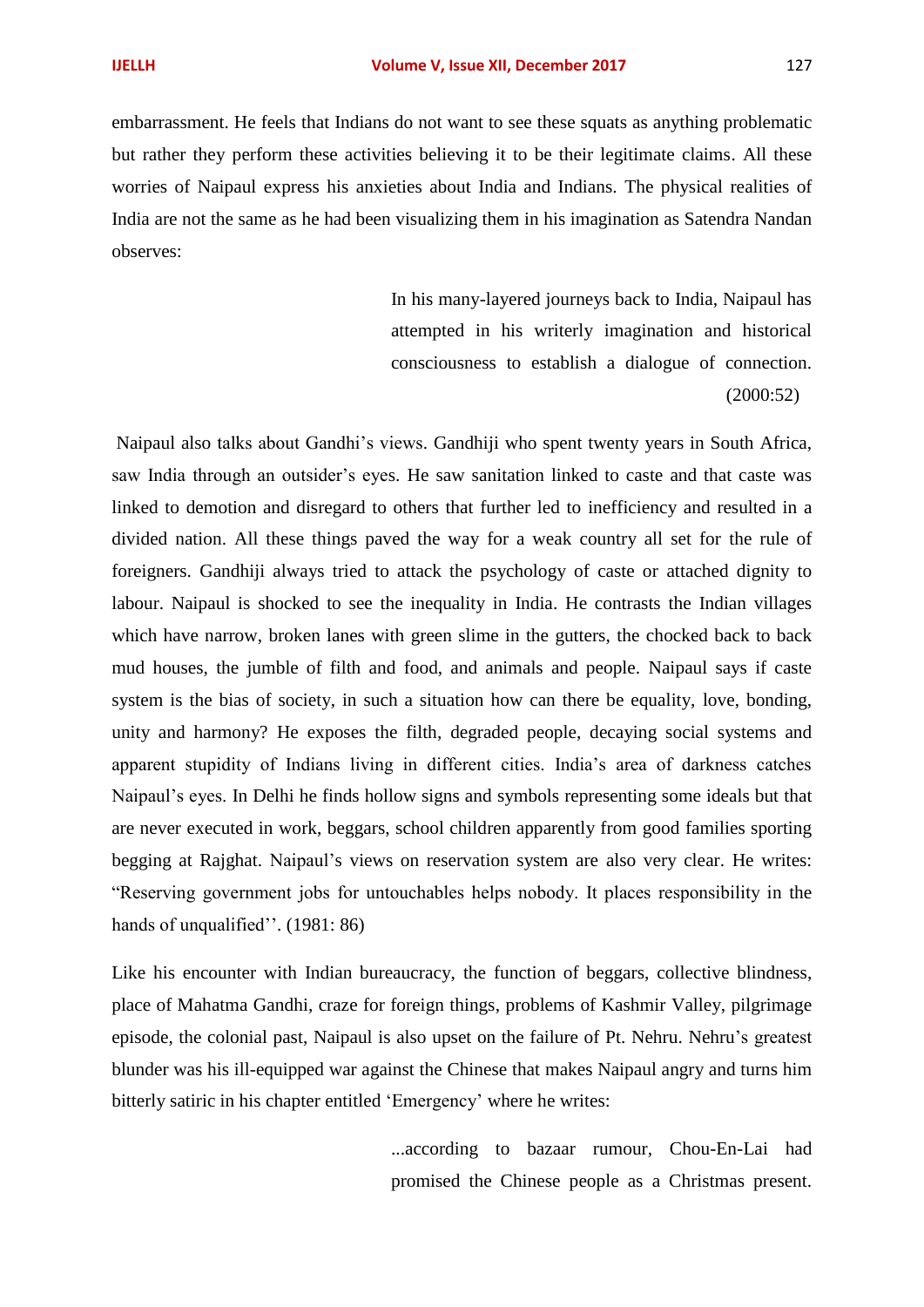embarrassment. He feels that Indians do not want to see these squats as anything problematic but rather they perform these activities believing it to be their legitimate claims. All these worries of Naipaul express his anxieties about India and Indians. The physical realities of India are not the same as he had been visualizing them in his imagination as Satendra Nandan observes:

> In his many-layered journeys back to India, Naipaul has attempted in his writerly imagination and historical consciousness to establish a dialogue of connection. (2000:52)

Naipaul also talks about Gandhi's views. Gandhiji who spent twenty years in South Africa, saw India through an outsider's eyes. He saw sanitation linked to caste and that caste was linked to demotion and disregard to others that further led to inefficiency and resulted in a divided nation. All these things paved the way for a weak country all set for the rule of foreigners. Gandhiji always tried to attack the psychology of caste or attached dignity to labour. Naipaul is shocked to see the inequality in India. He contrasts the Indian villages which have narrow, broken lanes with green slime in the gutters, the chocked back to back mud houses, the jumble of filth and food, and animals and people. Naipaul says if caste system is the bias of society, in such a situation how can there be equality, love, bonding, unity and harmony? He exposes the filth, degraded people, decaying social systems and apparent stupidity of Indians living in different cities. India's area of darkness catches Naipaul's eyes. In Delhi he finds hollow signs and symbols representing some ideals but that are never executed in work, beggars, school children apparently from good families sporting begging at Rajghat. Naipaul's views on reservation system are also very clear. He writes: "Reserving government jobs for untouchables helps nobody. It places responsibility in the hands of unqualified''. (1981: 86)

Like his encounter with Indian bureaucracy, the function of beggars, collective blindness, place of Mahatma Gandhi, craze for foreign things, problems of Kashmir Valley, pilgrimage episode, the colonial past, Naipaul is also upset on the failure of Pt. Nehru. Nehru's greatest blunder was his ill-equipped war against the Chinese that makes Naipaul angry and turns him bitterly satiric in his chapter entitled 'Emergency' where he writes:

> ...according to bazaar rumour, Chou-En-Lai had promised the Chinese people as a Christmas present.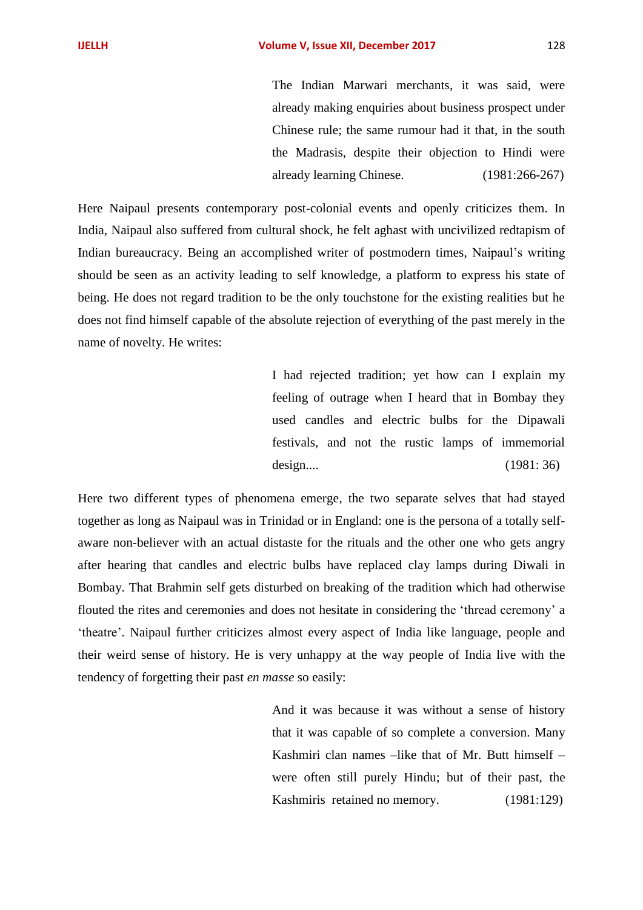> The Indian Marwari merchants, it was said, were already making enquiries about business prospect under Chinese rule; the same rumour had it that, in the south the Madrasis, despite their objection to Hindi were already learning Chinese. (1981:266-267)

Here Naipaul presents contemporary post-colonial events and openly criticizes them. In India, Naipaul also suffered from cultural shock, he felt aghast with uncivilized redtapism of Indian bureaucracy. Being an accomplished writer of postmodern times, Naipaul's writing should be seen as an activity leading to self knowledge, a platform to express his state of being. He does not regard tradition to be the only touchstone for the existing realities but he does not find himself capable of the absolute rejection of everything of the past merely in the name of novelty. He writes:

> I had rejected tradition; yet how can I explain my feeling of outrage when I heard that in Bombay they used candles and electric bulbs for the Dipawali festivals, and not the rustic lamps of immemorial design.... (1981: 36)

Here two different types of phenomena emerge, the two separate selves that had stayed together as long as Naipaul was in Trinidad or in England: one is the persona of a totally self-aware non-believer with an actual distaste for the rituals and the other one who gets angry after hearing that candles and electric bulbs have replaced clay lamps during Diwali in Bombay. That Brahmin self gets disturbed on breaking of the tradition which had otherwise flouted the rites and ceremonies and does not hesitate in considering the 'thread ceremony' a 'theatre'. Naipaul further criticizes almost every aspect of India like language, people and their weird sense of history. He is very unhappy at the way people of India live with the tendency of forgetting their past *en masse* so easily:

> And it was because it was without a sense of history that it was capable of so complete a conversion. Many Kashmiri clan names –like that of Mr. Butt himself – were often still purely Hindu; but of their past, the Kashmiris retained no memory. (1981:129)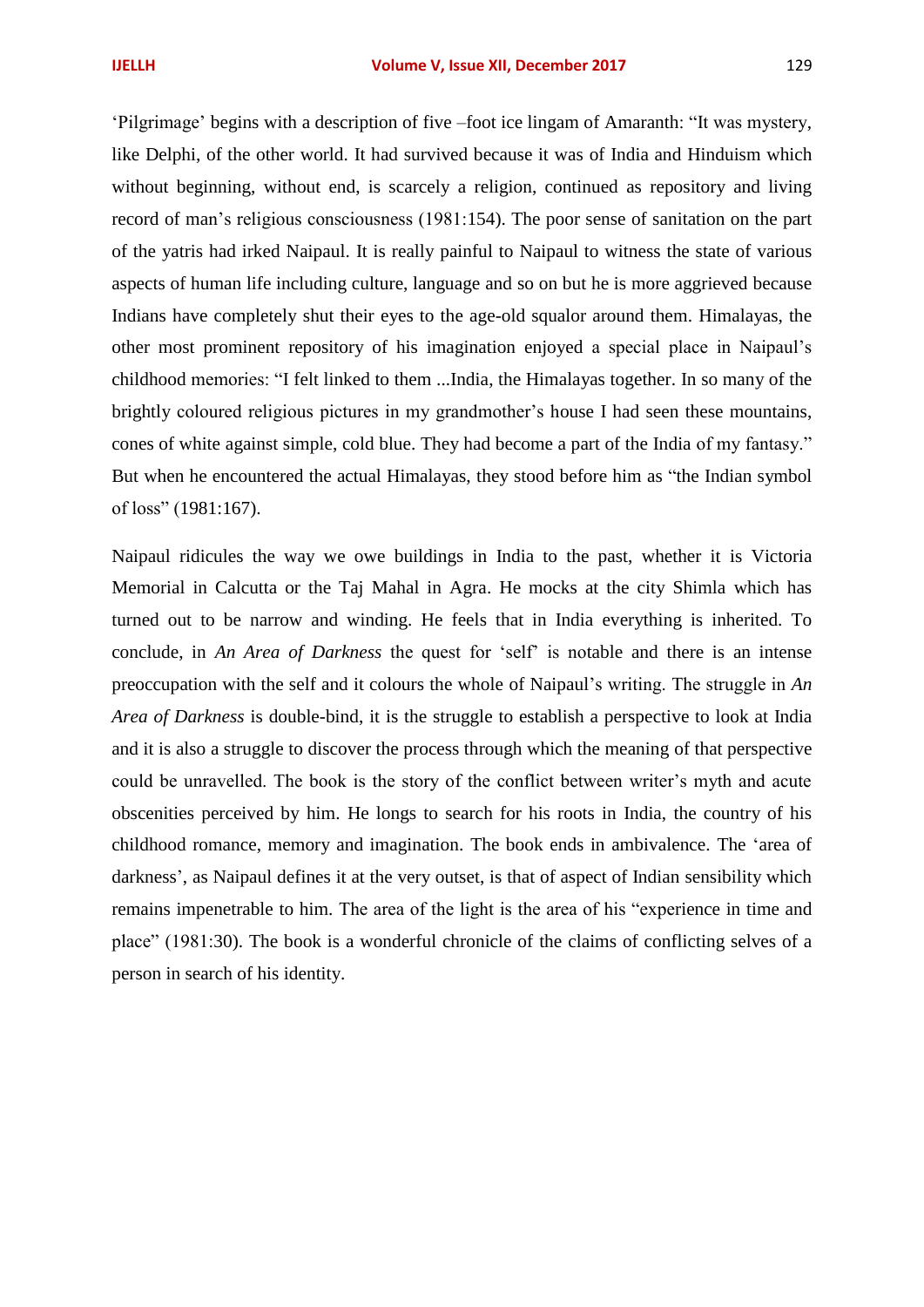'Pilgrimage' begins with a description of five –foot ice lingam of Amaranth: "It was mystery, like Delphi, of the other world. It had survived because it was of India and Hinduism which without beginning, without end, is scarcely a religion, continued as repository and living record of man's religious consciousness (1981:154). The poor sense of sanitation on the part of the yatris had irked Naipaul. It is really painful to Naipaul to witness the state of various aspects of human life including culture, language and so on but he is more aggrieved because Indians have completely shut their eyes to the age-old squalor around them. Himalayas, the other most prominent repository of his imagination enjoyed a special place in Naipaul's childhood memories: "I felt linked to them ...India, the Himalayas together. In so many of the brightly coloured religious pictures in my grandmother's house I had seen these mountains, cones of white against simple, cold blue. They had become a part of the India of my fantasy." But when he encountered the actual Himalayas, they stood before him as "the Indian symbol of loss" (1981:167).

Naipaul ridicules the way we owe buildings in India to the past, whether it is Victoria Memorial in Calcutta or the Taj Mahal in Agra. He mocks at the city Shimla which has turned out to be narrow and winding. He feels that in India everything is inherited. To conclude, in *An Area of Darkness* the quest for 'self' is notable and there is an intense preoccupation with the self and it colours the whole of Naipaul's writing. The struggle in *An Area of Darkness* is double-bind, it is the struggle to establish a perspective to look at India and it is also a struggle to discover the process through which the meaning of that perspective could be unravelled. The book is the story of the conflict between writer's myth and acute obscenities perceived by him. He longs to search for his roots in India, the country of his childhood romance, memory and imagination. The book ends in ambivalence. The 'area of darkness', as Naipaul defines it at the very outset, is that of aspect of Indian sensibility which remains impenetrable to him. The area of the light is the area of his "experience in time and place" (1981:30). The book is a wonderful chronicle of the claims of conflicting selves of a person in search of his identity.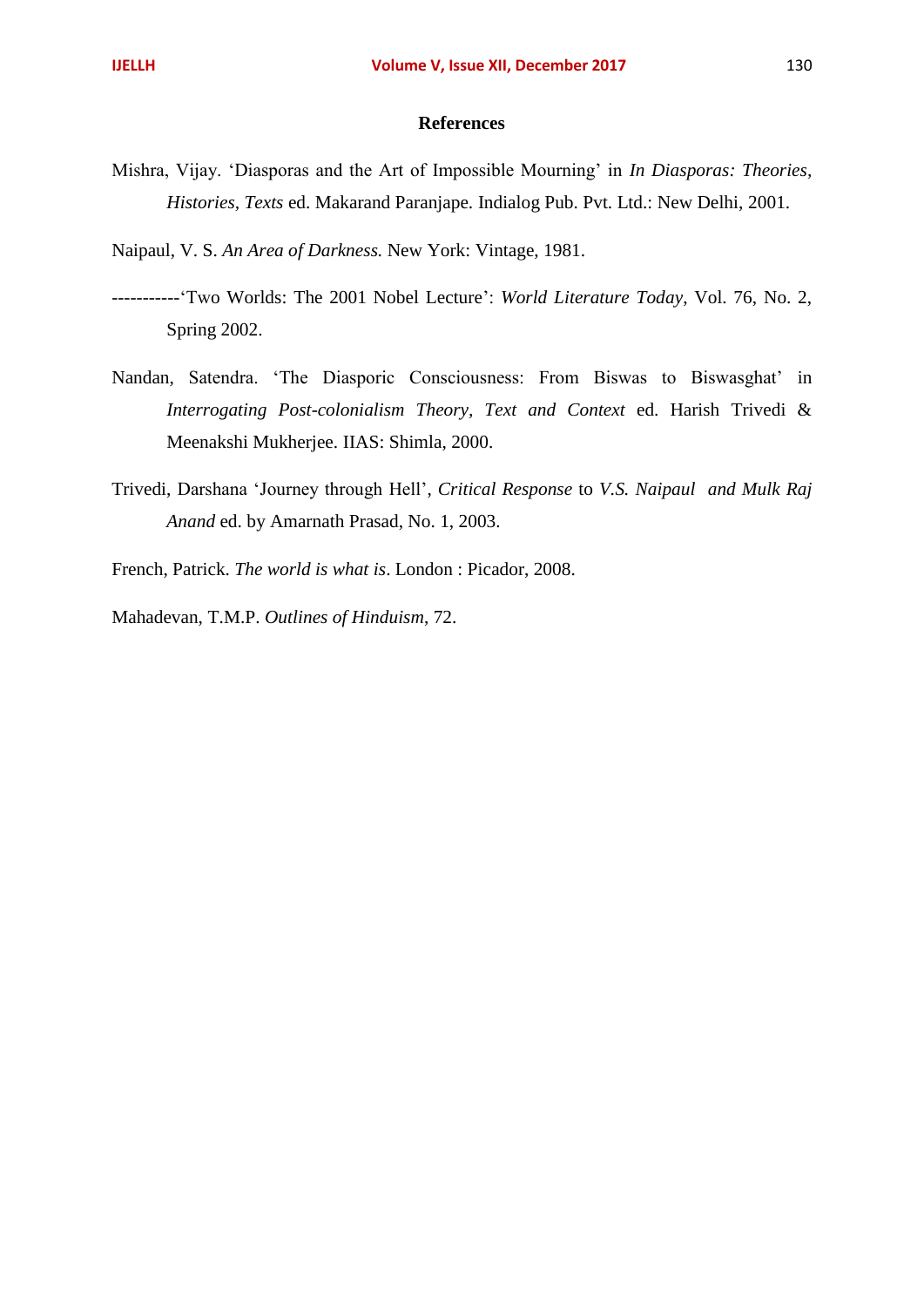## References

Mishra, Vijay. 'Diasporas and the Art of Impossible Mourning' in *In Diasporas: Theories, Histories, Texts* ed. Makarand Paranjape. Indialog Pub. Pvt. Ltd.: New Delhi, 2001.

Naipaul, V. S. *An Area of Darkness.* New York: Vintage, 1981.

-----------'Two Worlds: The 2001 Nobel Lecture': *World Literature Today*, Vol. 76, No. 2, Spring 2002.

Nandan, Satendra. 'The Diasporic Consciousness: From Biswas to Biswasghat' in *Interrogating Post-colonialism Theory, Text and Context* ed. Harish Trivedi & Meenakshi Mukherjee. IIAS: Shimla, 2000.

Trivedi, Darshana 'Journey through Hell', *Critical Response* to *V.S. Naipaul and Mulk Raj Anand* ed. by Amarnath Prasad, No. 1, 2003.

French, Patrick. *The world is what is*. London : Picador, 2008.

Mahadevan, T.M.P. *Outlines of Hinduism*, 72.